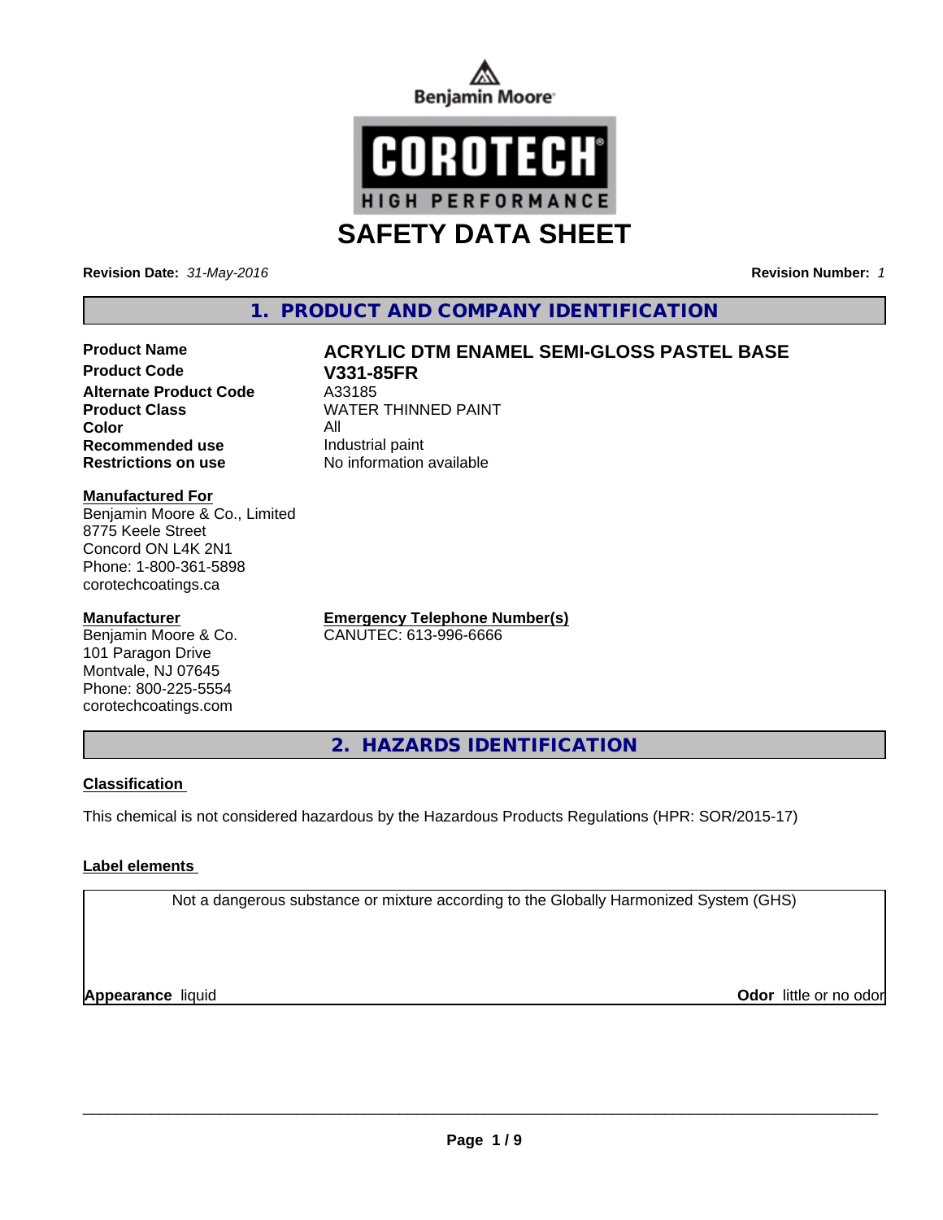Benjamin Moore

COROTECH®
HIGH PERFORMANCE

# SAFETY DATA SHEET

**Revision Date:** *31-May-2016* **Revision Number:** *1*

## 1. PRODUCT AND COMPANY IDENTIFICATION

| | |
|---|---|
| **Product Name** | **ACRYLIC DTM ENAMEL SEMI-GLOSS PASTEL BASE** |
| **Product Code** | **V331-85FR** |
| **Alternate Product Code** | A33185 |
| **Product Class** | WATER THINNED PAINT |
| **Color** | All |
| **Recommended use** | Industrial paint |
| **Restrictions on use** | No information available |

**Manufactured For**
Benjamin Moore & Co., Limited
8775 Keele Street
Concord ON L4K 2N1
Phone: 1-800-361-5898
corotechcoatings.ca

**Manufacturer**
Benjamin Moore & Co.
101 Paragon Drive
Montvale, NJ 07645
Phone: 800-225-5554
corotechcoatings.com

**Emergency Telephone Number(s)**
CANUTEC: 613-996-6666

## 2. HAZARDS IDENTIFICATION

**Classification**

This chemical is not considered hazardous by the Hazardous Products Regulations (HPR: SOR/2015-17)

**Label elements**

Not a dangerous substance or mixture according to the Globally Harmonized System (GHS)

**Appearance** liquid **Odor** little or no odor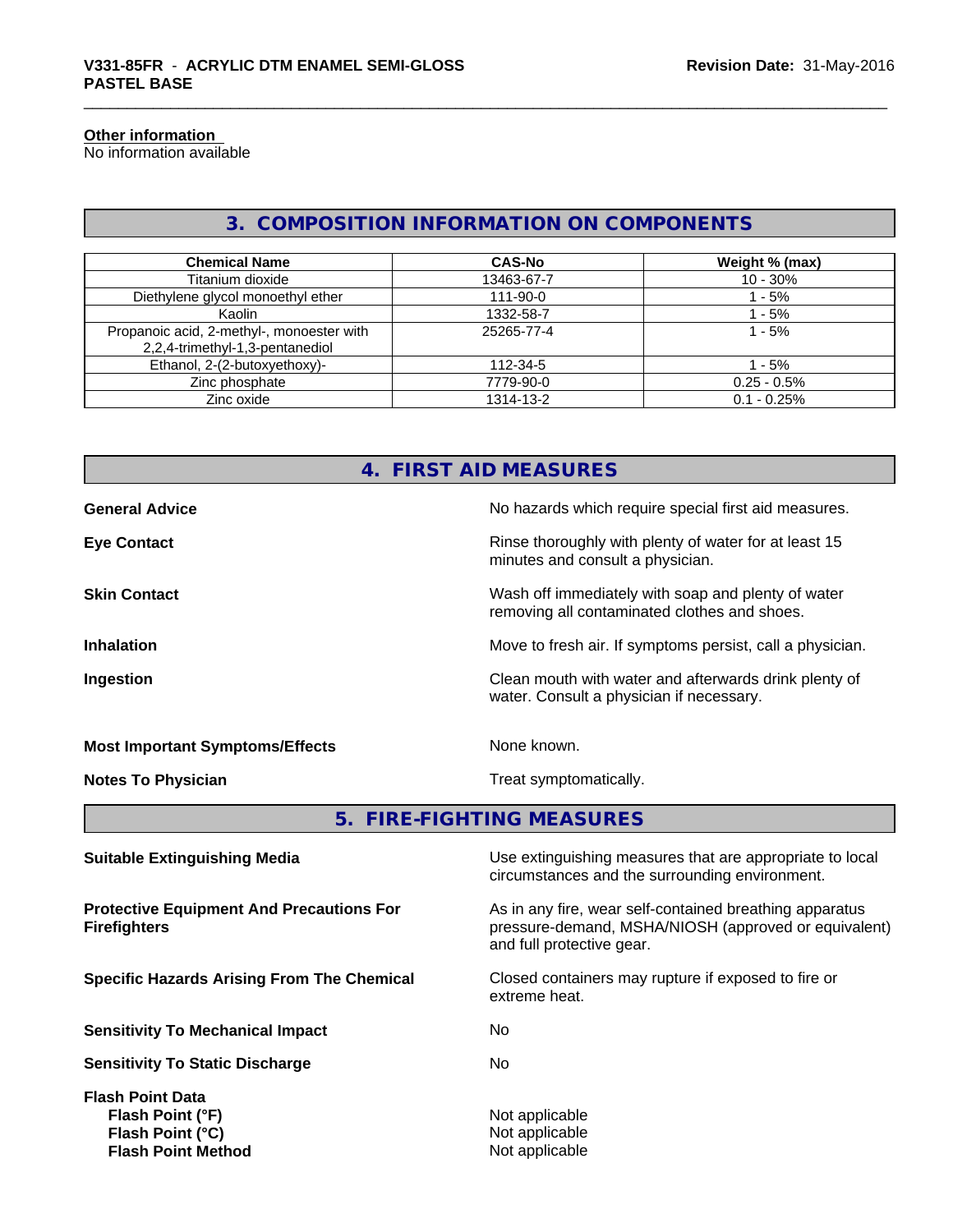**Other information**
No information available

## 3. COMPOSITION INFORMATION ON COMPONENTS

| Chemical Name | CAS-No | Weight % (max) |
|---|---|---|
| Titanium dioxide | 13463-67-7 | 10 - 30% |
| Diethylene glycol monoethyl ether | 111-90-0 | 1 - 5% |
| Kaolin | 1332-58-7 | 1 - 5% |
| Propanoic acid, 2-methyl-, monoester with 2,2,4-trimethyl-1,3-pentanediol | 25265-77-4 | 1 - 5% |
| Ethanol, 2-(2-butoxyethoxy)- | 112-34-5 | 1 - 5% |
| Zinc phosphate | 7779-90-0 | 0.25 - 0.5% |
| Zinc oxide | 1314-13-2 | 0.1 - 0.25% |

## 4. FIRST AID MEASURES

**General Advice** — No hazards which require special first aid measures.

**Eye Contact** — Rinse thoroughly with plenty of water for at least 15 minutes and consult a physician.

**Skin Contact** — Wash off immediately with soap and plenty of water removing all contaminated clothes and shoes.

**Inhalation** — Move to fresh air. If symptoms persist, call a physician.

**Ingestion** — Clean mouth with water and afterwards drink plenty of water. Consult a physician if necessary.

**Most Important Symptoms/Effects** — None known.

**Notes To Physician** — Treat symptomatically.

## 5. FIRE-FIGHTING MEASURES

**Suitable Extinguishing Media** — Use extinguishing measures that are appropriate to local circumstances and the surrounding environment.

**Protective Equipment And Precautions For Firefighters** — As in any fire, wear self-contained breathing apparatus pressure-demand, MSHA/NIOSH (approved or equivalent) and full protective gear.

**Specific Hazards Arising From The Chemical** — Closed containers may rupture if exposed to fire or extreme heat.

**Sensitivity To Mechanical Impact** — No

**Sensitivity To Static Discharge** — No

**Flash Point Data**

- **Flash Point (°F)** — Not applicable
- **Flash Point (°C)** — Not applicable
- **Flash Point Method** — Not applicable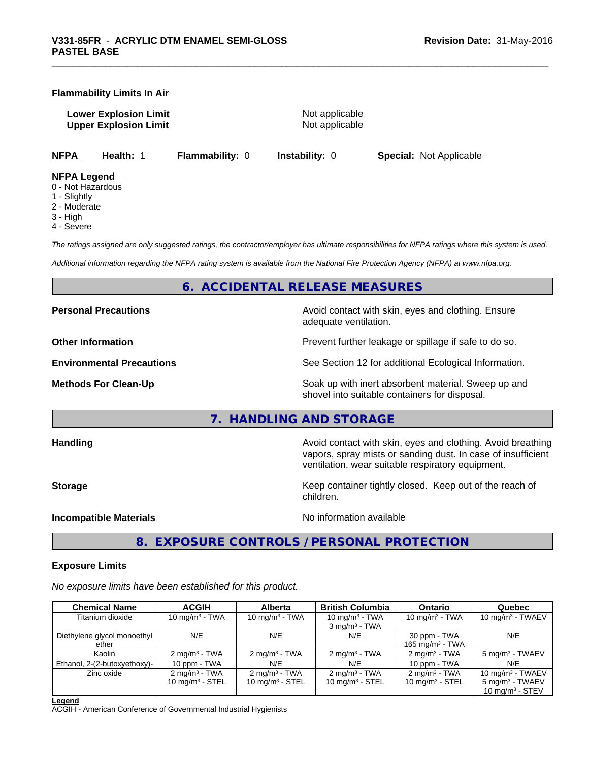**Flammability Limits In Air**

| | |
|---|---|
| **Lower Explosion Limit** | Not applicable |
| **Upper Explosion Limit** | Not applicable |

**NFPA** **Health:** 1 **Flammability:** 0 **Instability:** 0 **Special:** Not Applicable

**NFPA Legend**
0 - Not Hazardous
1 - Slightly
2 - Moderate
3 - High
4 - Severe

*The ratings assigned are only suggested ratings, the contractor/employer has ultimate responsibilities for NFPA ratings where this system is used.*

*Additional information regarding the NFPA rating system is available from the National Fire Protection Agency (NFPA) at www.nfpa.org.*

## 6. ACCIDENTAL RELEASE MEASURES

| | |
|---|---|
| **Personal Precautions** | Avoid contact with skin, eyes and clothing. Ensure adequate ventilation. |
| **Other Information** | Prevent further leakage or spillage if safe to do so. |
| **Environmental Precautions** | See Section 12 for additional Ecological Information. |
| **Methods For Clean-Up** | Soak up with inert absorbent material. Sweep up and shovel into suitable containers for disposal. |

## 7. HANDLING AND STORAGE

| | |
|---|---|
| **Handling** | Avoid contact with skin, eyes and clothing. Avoid breathing vapors, spray mists or sanding dust. In case of insufficient ventilation, wear suitable respiratory equipment. |
| **Storage** | Keep container tightly closed. Keep out of the reach of children. |
| **Incompatible Materials** | No information available |

## 8. EXPOSURE CONTROLS / PERSONAL PROTECTION

**Exposure Limits**

*No exposure limits have been established for this product.*

| Chemical Name | ACGIH | Alberta | British Columbia | Ontario | Quebec |
|---|---|---|---|---|---|
| Titanium dioxide | 10 mg/m³ - TWA | 10 mg/m³ - TWA | 10 mg/m³ - TWA<br>3 mg/m³ - TWA | 10 mg/m³ - TWA | 10 mg/m³ - TWAEV |
| Diethylene glycol monoethyl ether | N/E | N/E | N/E | 30 ppm - TWA<br>165 mg/m³ - TWA | N/E |
| Kaolin | 2 mg/m³ - TWA | 2 mg/m³ - TWA | 2 mg/m³ - TWA | 2 mg/m³ - TWA | 5 mg/m³ - TWAEV |
| Ethanol, 2-(2-butoxyethoxy)- | 10 ppm - TWA | N/E | N/E | 10 ppm - TWA | N/E |
| Zinc oxide | 2 mg/m³ - TWA<br>10 mg/m³ - STEL | 2 mg/m³ - TWA<br>10 mg/m³ - STEL | 2 mg/m³ - TWA<br>10 mg/m³ - STEL | 2 mg/m³ - TWA<br>10 mg/m³ - STEL | 10 mg/m³ - TWAEV<br>5 mg/m³ - TWAEV<br>10 mg/m³ - STEV |

**Legend**
ACGIH - American Conference of Governmental Industrial Hygienists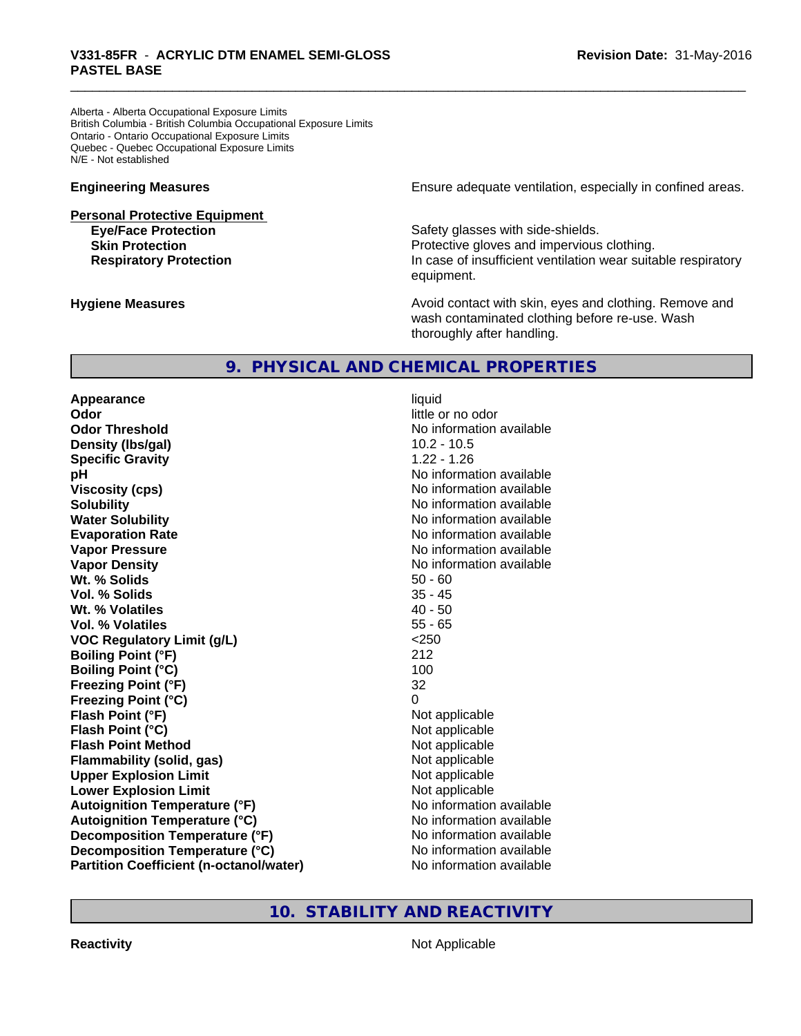Alberta - Alberta Occupational Exposure Limits
British Columbia - British Columbia Occupational Exposure Limits
Ontario - Ontario Occupational Exposure Limits
Quebec - Quebec Occupational Exposure Limits
N/E - Not established

**Engineering Measures** — Ensure adequate ventilation, especially in confined areas.

**Personal Protective Equipment**

- **Eye/Face Protection** — Safety glasses with side-shields.
- **Skin Protection** — Protective gloves and impervious clothing.
- **Respiratory Protection** — In case of insufficient ventilation wear suitable respiratory equipment.

**Hygiene Measures** — Avoid contact with skin, eyes and clothing. Remove and wash contaminated clothing before re-use. Wash thoroughly after handling.

## 9. PHYSICAL AND CHEMICAL PROPERTIES

| Property | Value |
|---|---|
| **Appearance** | liquid |
| **Odor** | little or no odor |
| **Odor Threshold** | No information available |
| **Density (lbs/gal)** | 10.2 - 10.5 |
| **Specific Gravity** | 1.22 - 1.26 |
| **pH** | No information available |
| **Viscosity (cps)** | No information available |
| **Solubility** | No information available |
| **Water Solubility** | No information available |
| **Evaporation Rate** | No information available |
| **Vapor Pressure** | No information available |
| **Vapor Density** | No information available |
| **Wt. % Solids** | 50 - 60 |
| **Vol. % Solids** | 35 - 45 |
| **Wt. % Volatiles** | 40 - 50 |
| **Vol. % Volatiles** | 55 - 65 |
| **VOC Regulatory Limit (g/L)** | <250 |
| **Boiling Point (°F)** | 212 |
| **Boiling Point (°C)** | 100 |
| **Freezing Point (°F)** | 32 |
| **Freezing Point (°C)** | 0 |
| **Flash Point (°F)** | Not applicable |
| **Flash Point (°C)** | Not applicable |
| **Flash Point Method** | Not applicable |
| **Flammability (solid, gas)** | Not applicable |
| **Upper Explosion Limit** | Not applicable |
| **Lower Explosion Limit** | Not applicable |
| **Autoignition Temperature (°F)** | No information available |
| **Autoignition Temperature (°C)** | No information available |
| **Decomposition Temperature (°F)** | No information available |
| **Decomposition Temperature (°C)** | No information available |
| **Partition Coefficient (n-octanol/water)** | No information available |

## 10. STABILITY AND REACTIVITY

**Reactivity** — Not Applicable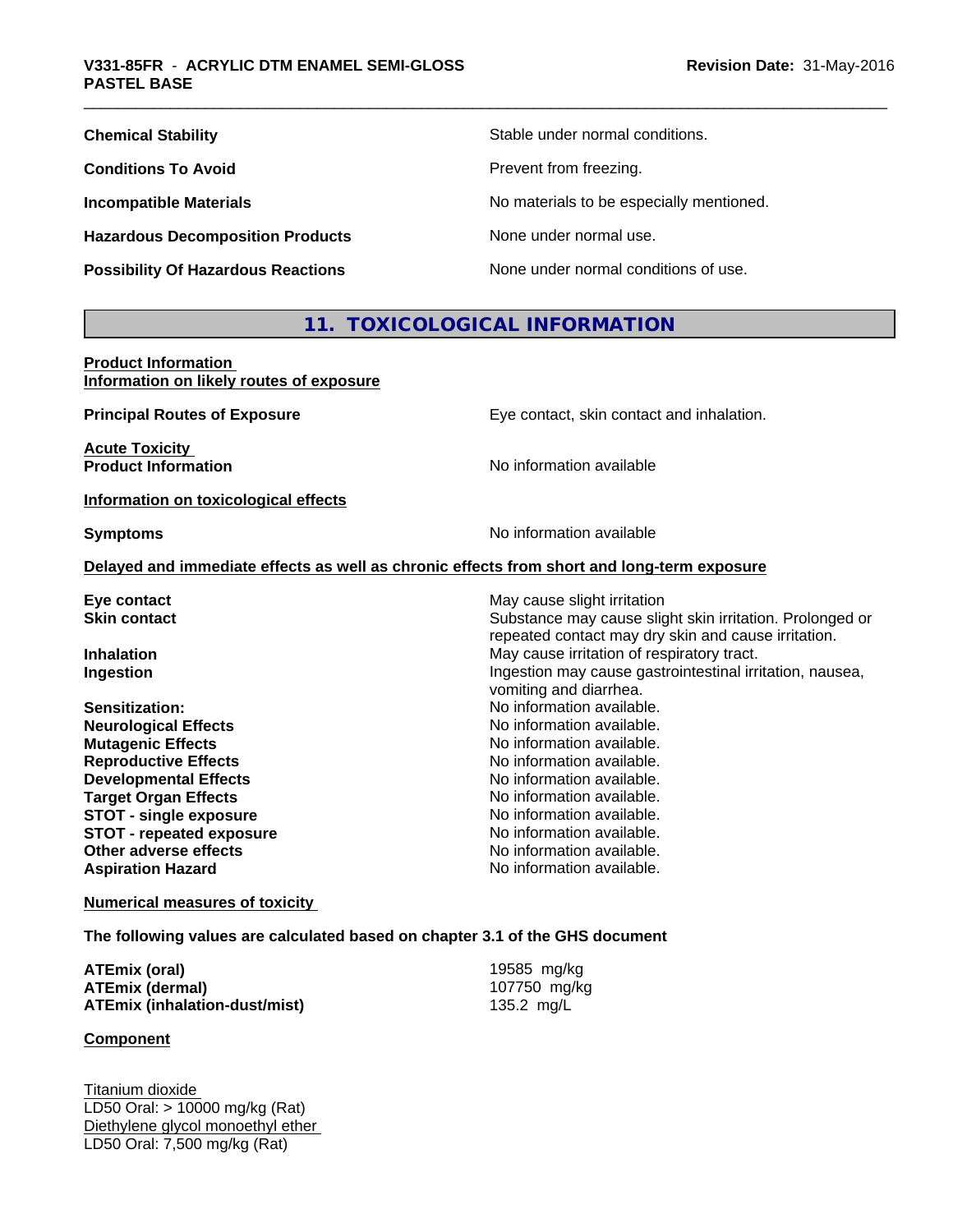**Chemical Stability** Stable under normal conditions.

**Conditions To Avoid** Prevent from freezing.

**Incompatible Materials** No materials to be especially mentioned.

**Hazardous Decomposition Products** None under normal use.

**Possibility Of Hazardous Reactions** None under normal conditions of use.

## 11. TOXICOLOGICAL INFORMATION

**Product Information**
**Information on likely routes of exposure**

**Principal Routes of Exposure** Eye contact, skin contact and inhalation.

**Acute Toxicity**
**Product Information** No information available

**Information on toxicological effects**

**Symptoms** No information available

**Delayed and immediate effects as well as chronic effects from short and long-term exposure**

| | |
|---|---|
| **Eye contact** | May cause slight irritation |
| **Skin contact** | Substance may cause slight skin irritation. Prolonged or repeated contact may dry skin and cause irritation. |
| **Inhalation** | May cause irritation of respiratory tract. |
| **Ingestion** | Ingestion may cause gastrointestinal irritation, nausea, vomiting and diarrhea. |
| **Sensitization:** | No information available. |
| **Neurological Effects** | No information available. |
| **Mutagenic Effects** | No information available. |
| **Reproductive Effects** | No information available. |
| **Developmental Effects** | No information available. |
| **Target Organ Effects** | No information available. |
| **STOT - single exposure** | No information available. |
| **STOT - repeated exposure** | No information available. |
| **Other adverse effects** | No information available. |
| **Aspiration Hazard** | No information available. |

**Numerical measures of toxicity**

**The following values are calculated based on chapter 3.1 of the GHS document**

| | |
|---|---|
| **ATEmix (oral)** | 19585 mg/kg |
| **ATEmix (dermal)** | 107750 mg/kg |
| **ATEmix (inhalation-dust/mist)** | 135.2 mg/L |

**Component**

Titanium dioxide
LD50 Oral: > 10000 mg/kg (Rat)
Diethylene glycol monoethyl ether
LD50 Oral: 7,500 mg/kg (Rat)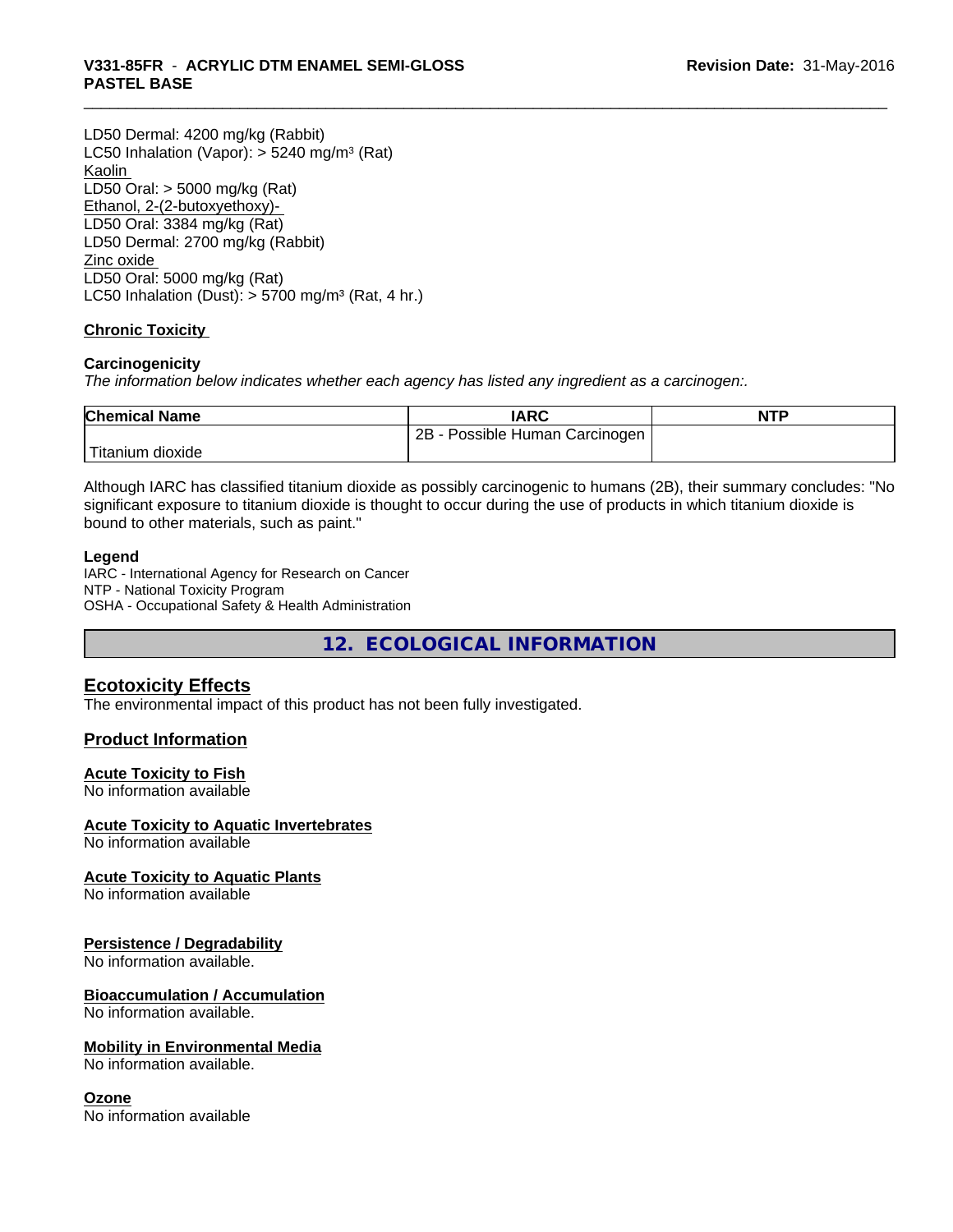LD50 Dermal: 4200 mg/kg (Rabbit)
LC50 Inhalation (Vapor): > 5240 mg/m³ (Rat)
Kaolin
LD50 Oral: > 5000 mg/kg (Rat)
Ethanol, 2-(2-butoxyethoxy)-
LD50 Oral: 3384 mg/kg (Rat)
LD50 Dermal: 2700 mg/kg (Rabbit)
Zinc oxide
LD50 Oral: 5000 mg/kg (Rat)
LC50 Inhalation (Dust): > 5700 mg/m³ (Rat, 4 hr.)

### Chronic Toxicity

**Carcinogenicity**

*The information below indicates whether each agency has listed any ingredient as a carcinogen:.*

| Chemical Name | IARC | NTP |
|---|---|---|
| Titanium dioxide | 2B - Possible Human Carcinogen | |

Although IARC has classified titanium dioxide as possibly carcinogenic to humans (2B), their summary concludes: "No significant exposure to titanium dioxide is thought to occur during the use of products in which titanium dioxide is bound to other materials, such as paint."

**Legend**

IARC - International Agency for Research on Cancer
NTP - National Toxicity Program
OSHA - Occupational Safety & Health Administration

## 12. ECOLOGICAL INFORMATION

### Ecotoxicity Effects

The environmental impact of this product has not been fully investigated.

### Product Information

**Acute Toxicity to Fish**

No information available

**Acute Toxicity to Aquatic Invertebrates**

No information available

**Acute Toxicity to Aquatic Plants**

No information available

**Persistence / Degradability**

No information available.

**Bioaccumulation / Accumulation**

No information available.

**Mobility in Environmental Media**

No information available.

**Ozone**

No information available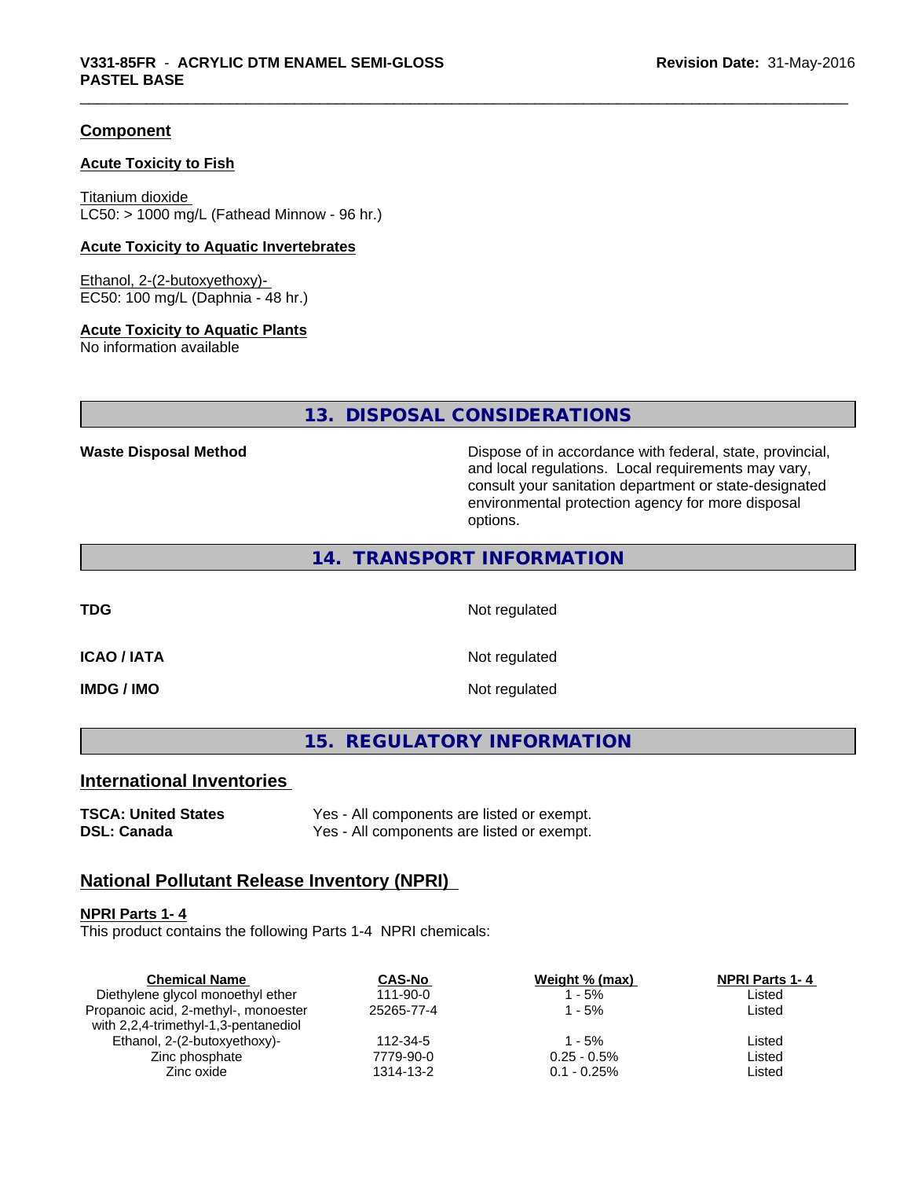## Component

### Acute Toxicity to Fish

Titanium dioxide
LC50: > 1000 mg/L (Fathead Minnow - 96 hr.)

### Acute Toxicity to Aquatic Invertebrates

Ethanol, 2-(2-butoxyethoxy)-
EC50: 100 mg/L (Daphnia - 48 hr.)

### Acute Toxicity to Aquatic Plants

No information available

## 13. DISPOSAL CONSIDERATIONS

**Waste Disposal Method** Dispose of in accordance with federal, state, provincial, and local regulations. Local requirements may vary, consult your sanitation department or state-designated environmental protection agency for more disposal options.

## 14. TRANSPORT INFORMATION

**TDG** Not regulated

**ICAO / IATA** Not regulated

**IMDG / IMO** Not regulated

## 15. REGULATORY INFORMATION

### International Inventories

**TSCA: United States** Yes - All components are listed or exempt.
**DSL: Canada** Yes - All components are listed or exempt.

### National Pollutant Release Inventory (NPRI)

**NPRI Parts 1- 4**
This product contains the following Parts 1-4 NPRI chemicals:

| Chemical Name | CAS-No | Weight % (max) | NPRI Parts 1- 4 |
|---|---|---|---|
| Diethylene glycol monoethyl ether | 111-90-0 | 1 - 5% | Listed |
| Propanoic acid, 2-methyl-, monoester with 2,2,4-trimethyl-1,3-pentanediol | 25265-77-4 | 1 - 5% | Listed |
| Ethanol, 2-(2-butoxyethoxy)- | 112-34-5 | 1 - 5% | Listed |
| Zinc phosphate | 7779-90-0 | 0.25 - 0.5% | Listed |
| Zinc oxide | 1314-13-2 | 0.1 - 0.25% | Listed |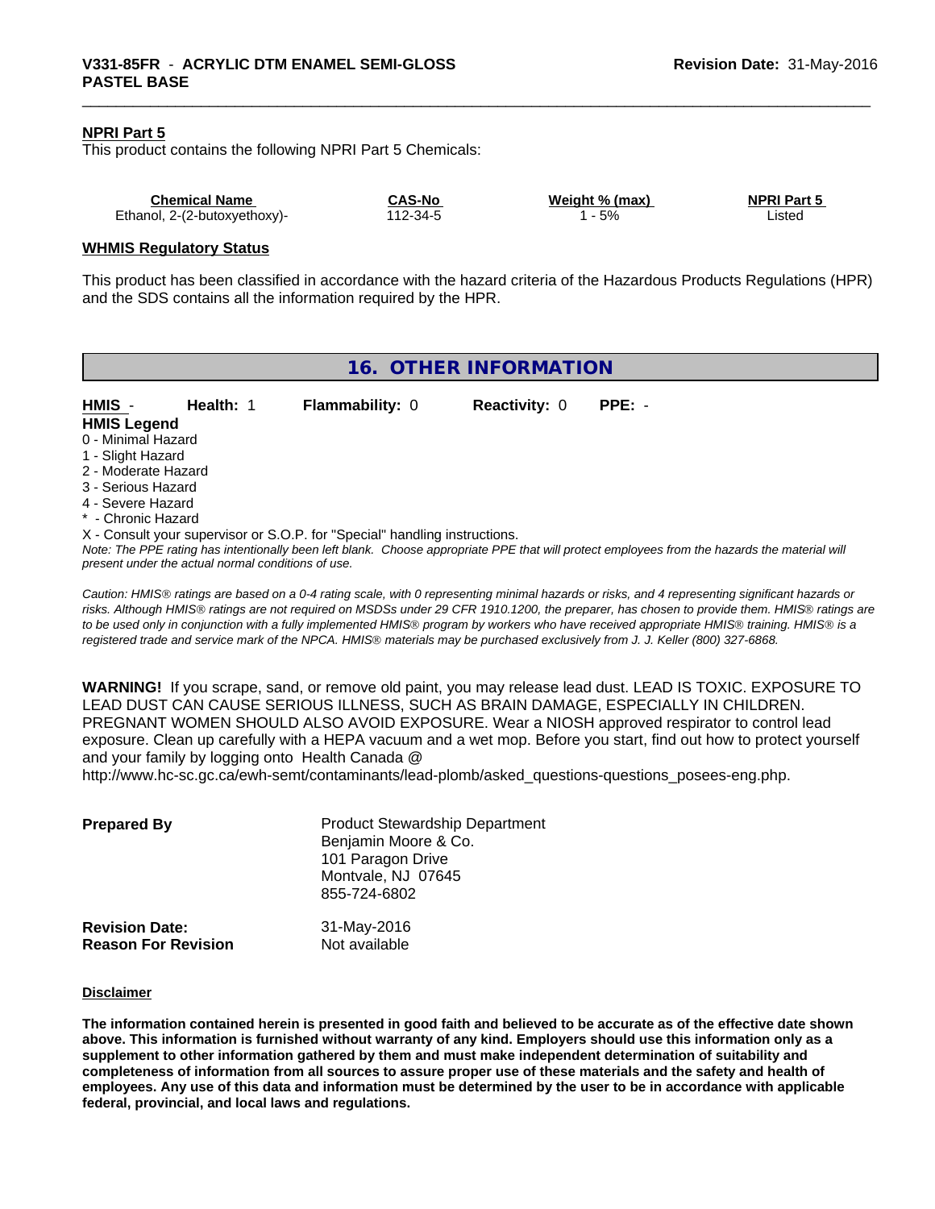**NPRI Part 5**

This product contains the following NPRI Part 5 Chemicals:

| Chemical Name | CAS-No | Weight % (max) | NPRI Part 5 |
|---|---|---|---|
| Ethanol, 2-(2-butoxyethoxy)- | 112-34-5 | 1 - 5% | Listed |

**WHMIS Regulatory Status**

This product has been classified in accordance with the hazard criteria of the Hazardous Products Regulations (HPR) and the SDS contains all the information required by the HPR.

## 16. OTHER INFORMATION

**HMIS** - **Health:** 1 **Flammability:** 0 **Reactivity:** 0 **PPE:** -

**HMIS Legend**

0 - Minimal Hazard
1 - Slight Hazard
2 - Moderate Hazard
3 - Serious Hazard
4 - Severe Hazard
* - Chronic Hazard
X - Consult your supervisor or S.O.P. for "Special" handling instructions.

*Note: The PPE rating has intentionally been left blank. Choose appropriate PPE that will protect employees from the hazards the material will present under the actual normal conditions of use.*

*Caution: HMIS® ratings are based on a 0-4 rating scale, with 0 representing minimal hazards or risks, and 4 representing significant hazards or risks. Although HMIS® ratings are not required on MSDSs under 29 CFR 1910.1200, the preparer, has chosen to provide them. HMIS® ratings are to be used only in conjunction with a fully implemented HMIS® program by workers who have received appropriate HMIS® training. HMIS® is a registered trade and service mark of the NPCA. HMIS® materials may be purchased exclusively from J. J. Keller (800) 327-6868.*

**WARNING!** If you scrape, sand, or remove old paint, you may release lead dust. LEAD IS TOXIC. EXPOSURE TO LEAD DUST CAN CAUSE SERIOUS ILLNESS, SUCH AS BRAIN DAMAGE, ESPECIALLY IN CHILDREN. PREGNANT WOMEN SHOULD ALSO AVOID EXPOSURE. Wear a NIOSH approved respirator to control lead exposure. Clean up carefully with a HEPA vacuum and a wet mop. Before you start, find out how to protect yourself and your family by logging onto Health Canada @ http://www.hc-sc.gc.ca/ewh-semt/contaminants/lead-plomb/asked_questions-questions_posees-eng.php.

**Prepared By**
Product Stewardship Department
Benjamin Moore & Co.
101 Paragon Drive
Montvale, NJ 07645
855-724-6802

**Revision Date:** 31-May-2016
**Reason For Revision** Not available

**Disclaimer**

**The information contained herein is presented in good faith and believed to be accurate as of the effective date shown above. This information is furnished without warranty of any kind. Employers should use this information only as a supplement to other information gathered by them and must make independent determination of suitability and completeness of information from all sources to assure proper use of these materials and the safety and health of employees. Any use of this data and information must be determined by the user to be in accordance with applicable federal, provincial, and local laws and regulations.**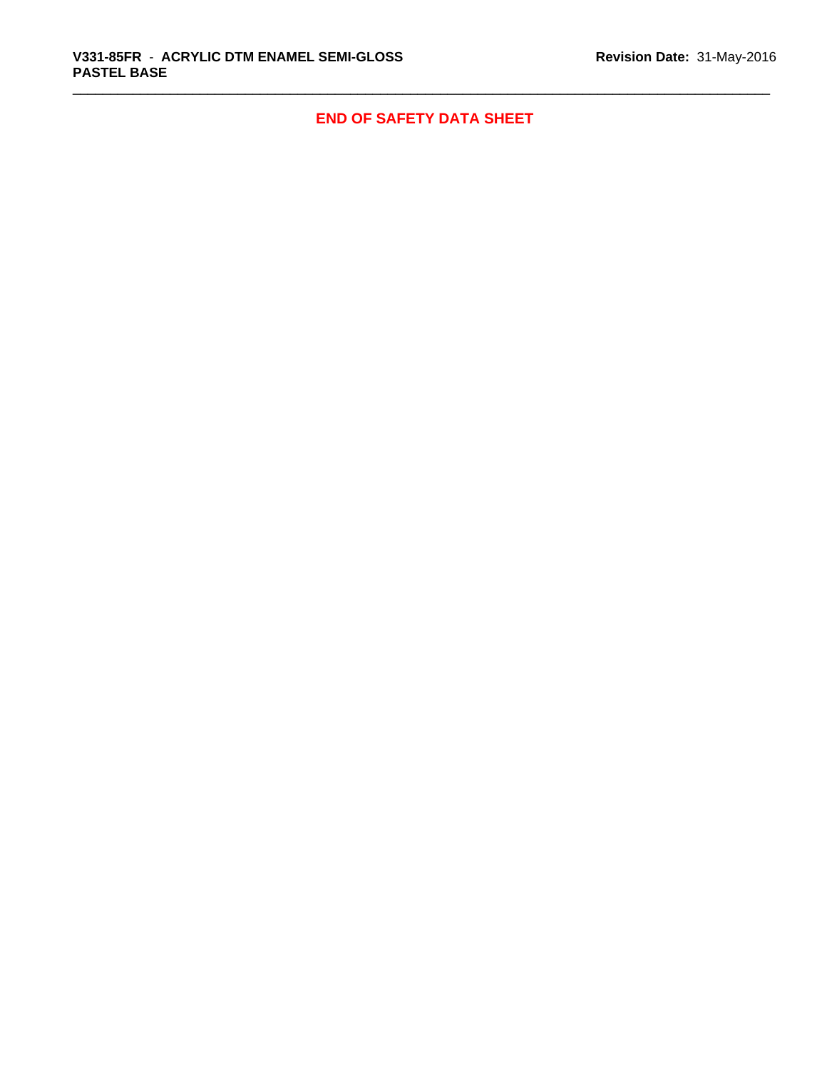**END OF SAFETY DATA SHEET**